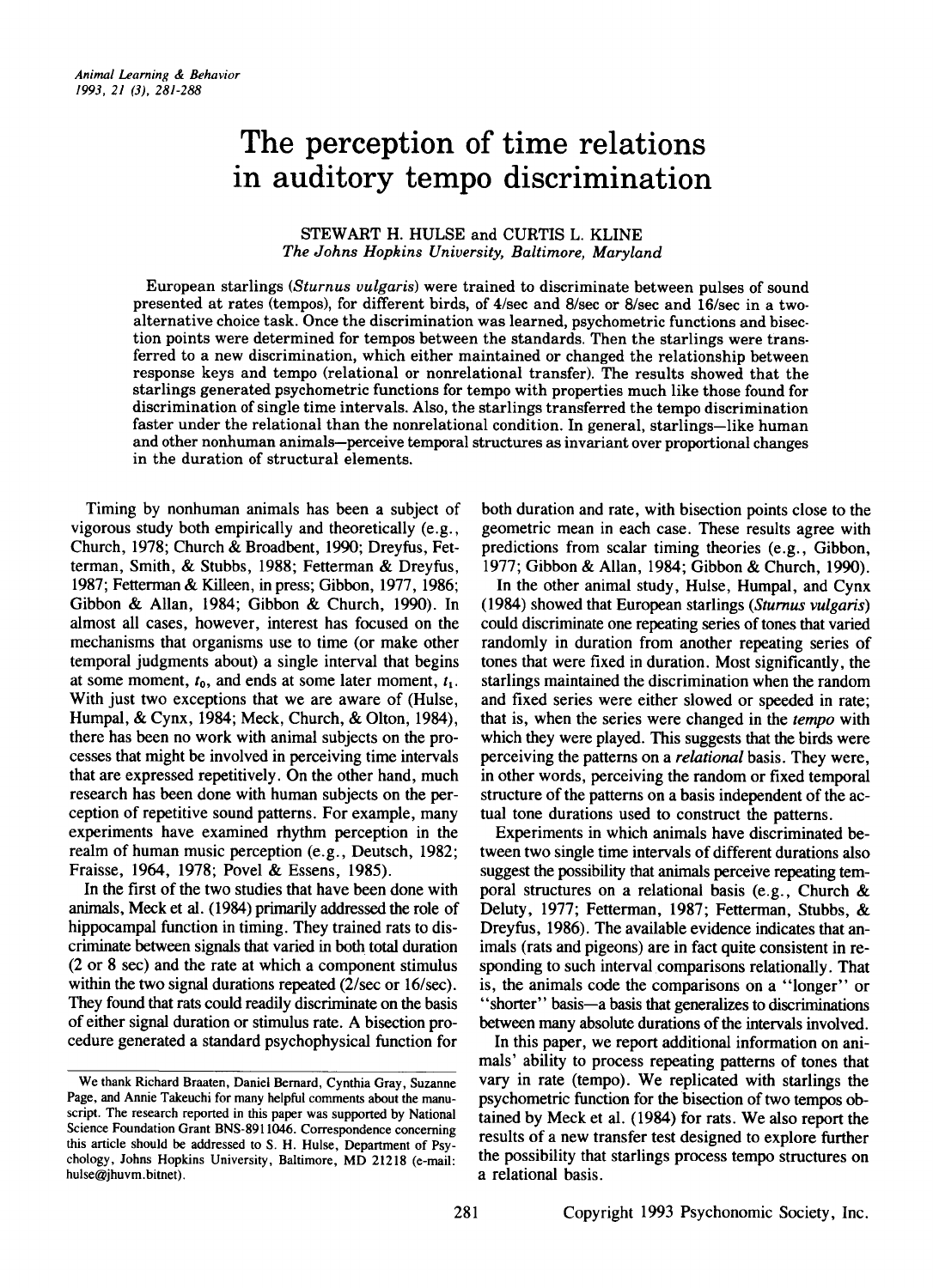# The perception of time relations in auditory tempo discrimination

STEWART H. HULSE and CURTIS L. KLINE
*The Johns Hopkins University, Baltimore, Maryland*

European starlings (*Sturnus vulgaris*) were trained to discriminate between pulses of sound presented at rates (tempos), for different birds, of 4/sec and 8/sec or 8/sec and 16/sec in a two-alternative choice task. Once the discrimination was learned, psychometric functions and bisection points were determined for tempos between the standards. Then the starlings were transferred to a new discrimination, which either maintained or changed the relationship between response keys and tempo (relational or nonrelational transfer). The results showed that the starlings generated psychometric functions for tempo with properties much like those found for discrimination of single time intervals. Also, the starlings transferred the tempo discrimination faster under the relational than the nonrelational condition. In general, starlings—like human and other nonhuman animals—perceive temporal structures as invariant over proportional changes in the duration of structural elements.

Timing by nonhuman animals has been a subject of vigorous study both empirically and theoretically (e.g., Church, 1978; Church & Broadbent, 1990; Dreyfus, Fetterman, Smith, & Stubbs, 1988; Fetterman & Dreyfus, 1987; Fetterman & Killeen, in press; Gibbon, 1977, 1986; Gibbon & Allan, 1984; Gibbon & Church, 1990). In almost all cases, however, interest has focused on the mechanisms that organisms use to time (or make other temporal judgments about) a single interval that begins at some moment, $t_0$, and ends at some later moment, $t_1$. With just two exceptions that we are aware of (Hulse, Humpal, & Cynx, 1984; Meck, Church, & Olton, 1984), there has been no work with animal subjects on the processes that might be involved in perceiving time intervals that are expressed repetitively. On the other hand, much research has been done with human subjects on the perception of repetitive sound patterns. For example, many experiments have examined rhythm perception in the realm of human music perception (e.g., Deutsch, 1982; Fraisse, 1964, 1978; Povel & Essens, 1985).

In the first of the two studies that have been done with animals, Meck et al. (1984) primarily addressed the role of hippocampal function in timing. They trained rats to discriminate between signals that varied in both total duration (2 or 8 sec) and the rate at which a component stimulus within the two signal durations repeated (2/sec or 16/sec). They found that rats could readily discriminate on the basis of either signal duration or stimulus rate. A bisection procedure generated a standard psychophysical function for both duration and rate, with bisection points close to the geometric mean in each case. These results agree with predictions from scalar timing theories (e.g., Gibbon, 1977; Gibbon & Allan, 1984; Gibbon & Church, 1990).

In the other animal study, Hulse, Humpal, and Cynx (1984) showed that European starlings (*Sturnus vulgaris*) could discriminate one repeating series of tones that varied randomly in duration from another repeating series of tones that were fixed in duration. Most significantly, the starlings maintained the discrimination when the random and fixed series were either slowed or speeded in rate; that is, when the series were changed in the *tempo* with which they were played. This suggests that the birds were perceiving the patterns on a *relational* basis. They were, in other words, perceiving the random or fixed temporal structure of the patterns on a basis independent of the actual tone durations used to construct the patterns.

Experiments in which animals have discriminated between two single time intervals of different durations also suggest the possibility that animals perceive repeating temporal structures on a relational basis (e.g., Church & Deluty, 1977; Fetterman, 1987; Fetterman, Stubbs, & Dreyfus, 1986). The available evidence indicates that animals (rats and pigeons) are in fact quite consistent in responding to such interval comparisons relationally. That is, the animals code the comparisons on a "longer" or "shorter" basis—a basis that generalizes to discriminations between many absolute durations of the intervals involved.

In this paper, we report additional information on animals' ability to process repeating patterns of tones that vary in rate (tempo). We replicated with starlings the psychometric function for the bisection of two tempos obtained by Meck et al. (1984) for rats. We also report the results of a new transfer test designed to explore further the possibility that starlings process tempo structures on a relational basis.

We thank Richard Braaten, Daniel Bernard, Cynthia Gray, Suzanne Page, and Annie Takeuchi for many helpful comments about the manuscript. The research reported in this paper was supported by National Science Foundation Grant BNS-8911046. Correspondence concerning this article should be addressed to S. H. Hulse, Department of Psychology, Johns Hopkins University, Baltimore, MD 21218 (e-mail: hulse@jhuvm.bitnet).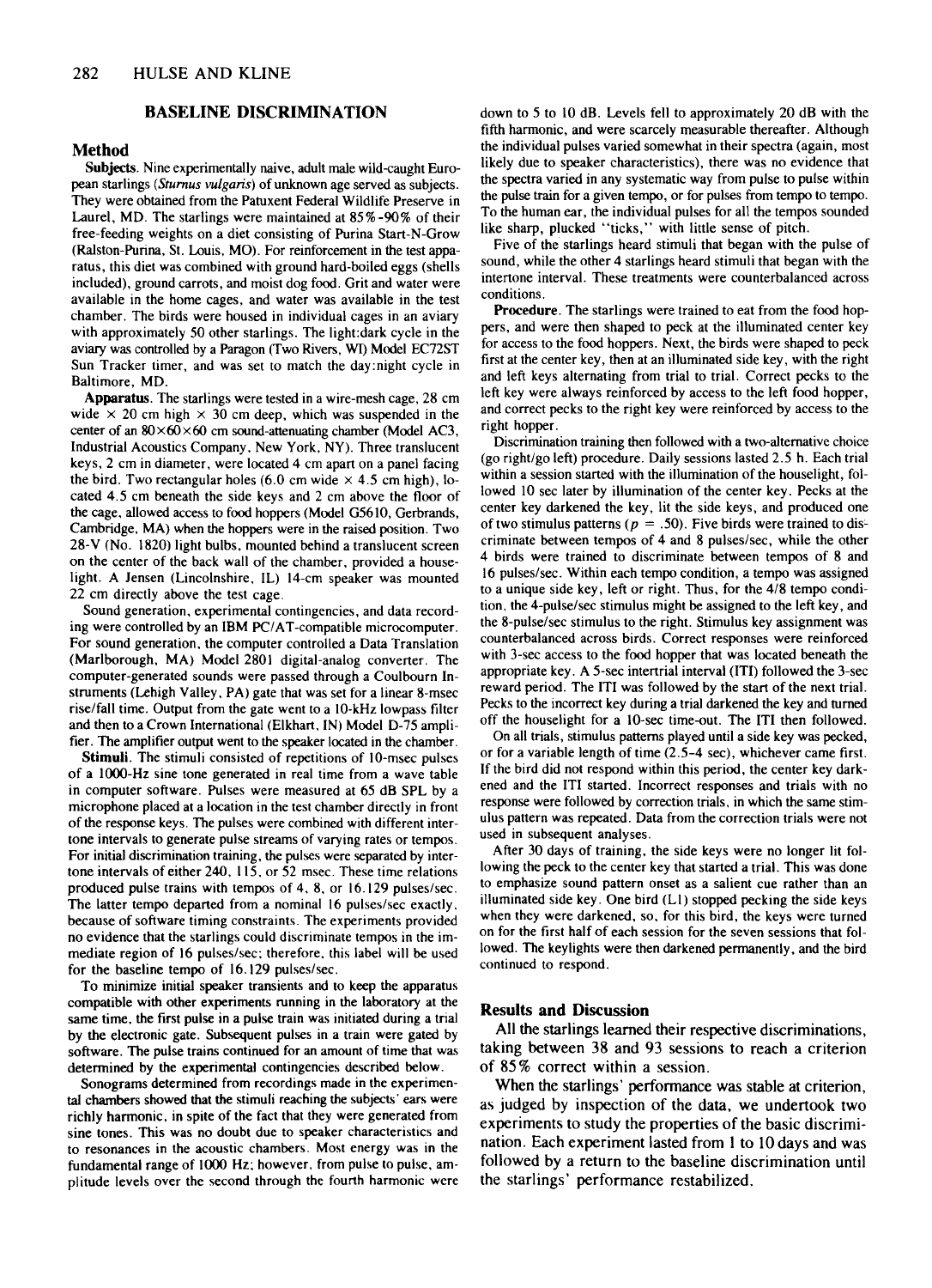## BASELINE DISCRIMINATION

### Method

**Subjects.** Nine experimentally naive, adult male wild-caught European starlings (*Sturnus vulgaris*) of unknown age served as subjects. They were obtained from the Patuxent Federal Wildlife Preserve in Laurel, MD. The starlings were maintained at 85%-90% of their free-feeding weights on a diet consisting of Purina Start-N-Grow (Ralston-Purina, St. Louis, MO). For reinforcement in the test apparatus, this diet was combined with ground hard-boiled eggs (shells included), ground carrots, and moist dog food. Grit and water were available in the home cages, and water was available in the test chamber. The birds were housed in individual cages in an aviary with approximately 50 other starlings. The light:dark cycle in the aviary was controlled by a Paragon (Two Rivers, WI) Model EC72ST Sun Tracker timer, and was set to match the day:night cycle in Baltimore, MD.

**Apparatus.** The starlings were tested in a wire-mesh cage, 28 cm wide × 20 cm high × 30 cm deep, which was suspended in the center of an 80×60×60 cm sound-attenuating chamber (Model AC3, Industrial Acoustics Company, New York, NY). Three translucent keys, 2 cm in diameter, were located 4 cm apart on a panel facing the bird. Two rectangular holes (6.0 cm wide × 4.5 cm high), located 4.5 cm beneath the side keys and 2 cm above the floor of the cage, allowed access to food hoppers (Model G5610, Gerbrands, Cambridge, MA) when the hoppers were in the raised position. Two 28-V (No. 1820) light bulbs, mounted behind a translucent screen on the center of the back wall of the chamber, provided a houselight. A Jensen (Lincolnshire, IL) 14-cm speaker was mounted 22 cm directly above the test cage.

Sound generation, experimental contingencies, and data recording were controlled by an IBM PC/AT-compatible microcomputer. For sound generation, the computer controlled a Data Translation (Marlborough, MA) Model 2801 digital-analog converter. The computer-generated sounds were passed through a Coulbourn Instruments (Lehigh Valley, PA) gate that was set for a linear 8-msec rise/fall time. Output from the gate went to a 10-kHz lowpass filter and then to a Crown International (Elkhart, IN) Model D-75 amplifier. The amplifier output went to the speaker located in the chamber.

**Stimuli.** The stimuli consisted of repetitions of 10-msec pulses of a 1000-Hz sine tone generated in real time from a wave table in computer software. Pulses were measured at 65 dB SPL by a microphone placed at a location in the test chamber directly in front of the response keys. The pulses were combined with different intertone intervals to generate pulse streams of varying rates or tempos. For initial discrimination training, the pulses were separated by intertone intervals of either 240, 115, or 52 msec. These time relations produced pulse trains with tempos of 4, 8, or 16.129 pulses/sec. The latter tempo departed from a nominal 16 pulses/sec exactly, because of software timing constraints. The experiments provided no evidence that the starlings could discriminate tempos in the immediate region of 16 pulses/sec; therefore, this label will be used for the baseline tempo of 16.129 pulses/sec.

To minimize initial speaker transients and to keep the apparatus compatible with other experiments running in the laboratory at the same time, the first pulse in a pulse train was initiated during a trial by the electronic gate. Subsequent pulses in a train were gated by software. The pulse trains continued for an amount of time that was determined by the experimental contingencies described below.

Sonograms determined from recordings made in the experimental chambers showed that the stimuli reaching the subjects' ears were richly harmonic, in spite of the fact that they were generated from sine tones. This was no doubt due to speaker characteristics and to resonances in the acoustic chambers. Most energy was in the fundamental range of 1000 Hz; however, from pulse to pulse, amplitude levels over the second through the fourth harmonic were down to 5 to 10 dB. Levels fell to approximately 20 dB with the fifth harmonic, and were scarcely measurable thereafter. Although the individual pulses varied somewhat in their spectra (again, most likely due to speaker characteristics), there was no evidence that the spectra varied in any systematic way from pulse to pulse within the pulse train for a given tempo, or for pulses from tempo to tempo. To the human ear, the individual pulses for all the tempos sounded like sharp, plucked "ticks," with little sense of pitch.

Five of the starlings heard stimuli that began with the pulse of sound, while the other 4 starlings heard stimuli that began with the intertone interval. These treatments were counterbalanced across conditions.

**Procedure.** The starlings were trained to eat from the food hoppers, and were then shaped to peck at the illuminated center key for access to the food hoppers. Next, the birds were shaped to peck first at the center key, then at an illuminated side key, with the right and left keys alternating from trial to trial. Correct pecks to the left key were always reinforced by access to the left food hopper, and correct pecks to the right key were reinforced by access to the right hopper.

Discrimination training then followed with a two-alternative choice (go right/go left) procedure. Daily sessions lasted 2.5 h. Each trial within a session started with the illumination of the houselight, followed 10 sec later by illumination of the center key. Pecks at the center key darkened the key, lit the side keys, and produced one of two stimulus patterns ($p = .50$). Five birds were trained to discriminate between tempos of 4 and 8 pulses/sec, while the other 4 birds were trained to discriminate between tempos of 8 and 16 pulses/sec. Within each tempo condition, a tempo was assigned to a unique side key, left or right. Thus, for the 4/8 tempo condition, the 4-pulse/sec stimulus might be assigned to the left key, and the 8-pulse/sec stimulus to the right. Stimulus key assignment was counterbalanced across birds. Correct responses were reinforced with 3-sec access to the food hopper that was located beneath the appropriate key. A 5-sec intertrial interval (ITI) followed the 3-sec reward period. The ITI was followed by the start of the next trial. Pecks to the incorrect key during a trial darkened the key and turned off the houselight for a 10-sec time-out. The ITI then followed.

On all trials, stimulus patterns played until a side key was pecked, or for a variable length of time (2.5-4 sec), whichever came first. If the bird did not respond within this period, the center key darkened and the ITI started. Incorrect responses and trials with no response were followed by correction trials, in which the same stimulus pattern was repeated. Data from the correction trials were not used in subsequent analyses.

After 30 days of training, the side keys were no longer lit following the peck to the center key that started a trial. This was done to emphasize sound pattern onset as a salient cue rather than an illuminated side key. One bird (L1) stopped pecking the side keys when they were darkened, so, for this bird, the keys were turned on for the first half of each session for the seven sessions that followed. The keylights were then darkened permanently, and the bird continued to respond.

### Results and Discussion

All the starlings learned their respective discriminations, taking between 38 and 93 sessions to reach a criterion of 85% correct within a session.

When the starlings' performance was stable at criterion, as judged by inspection of the data, we undertook two experiments to study the properties of the basic discrimination. Each experiment lasted from 1 to 10 days and was followed by a return to the baseline discrimination until the starlings' performance restabilized.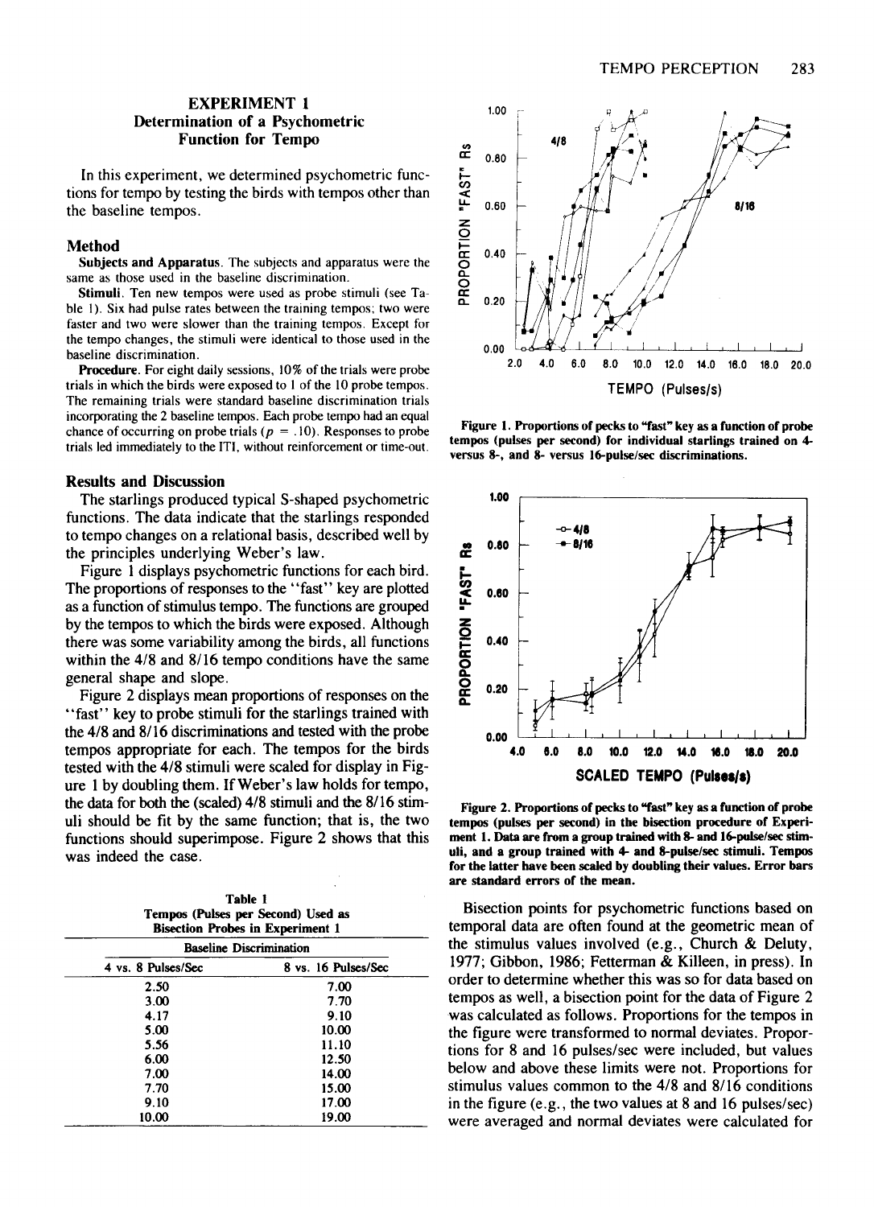## EXPERIMENT 1

### Determination of a Psychometric Function for Tempo

In this experiment, we determined psychometric functions for tempo by testing the birds with tempos other than the baseline tempos.

### Method

**Subjects and Apparatus.** The subjects and apparatus were the same as those used in the baseline discrimination.

**Stimuli.** Ten new tempos were used as probe stimuli (see Table 1). Six had pulse rates between the training tempos; two were faster and two were slower than the training tempos. Except for the tempo changes, the stimuli were identical to those used in the baseline discrimination.

**Procedure.** For eight daily sessions, 10% of the trials were probe trials in which the birds were exposed to 1 of the 10 probe tempos. The remaining trials were standard baseline discrimination trials incorporating the 2 baseline tempos. Each probe tempo had an equal chance of occurring on probe trials ($p = .10$). Responses to probe trials led immediately to the ITI, without reinforcement or time-out.

### Results and Discussion

The starlings produced typical S-shaped psychometric functions. The data indicate that the starlings responded to tempo changes on a relational basis, described well by the principles underlying Weber's law.

Figure 1 displays psychometric functions for each bird. The proportions of responses to the "fast" key are plotted as a function of stimulus tempo. The functions are grouped by the tempos to which the birds were exposed. Although there was some variability among the birds, all functions within the 4/8 and 8/16 tempo conditions have the same general shape and slope.

Figure 2 displays mean proportions of responses on the "fast" key to probe stimuli for the starlings trained with the 4/8 and 8/16 discriminations and tested with the probe tempos appropriate for each. The tempos for the birds tested with the 4/8 stimuli were scaled for display in Figure 1 by doubling them. If Weber's law holds for tempo, the data for both the (scaled) 4/8 stimuli and the 8/16 stimuli should be fit by the same function; that is, the two functions should superimpose. Figure 2 shows that this was indeed the case.

**Table 1**
**Tempos (Pulses per Second) Used as Bisection Probes in Experiment 1**

| Baseline Discrimination | |
|---|---|
| 4 vs. 8 Pulses/Sec | 8 vs. 16 Pulses/Sec |
| 2.50 | 7.00 |
| 3.00 | 7.70 |
| 4.17 | 9.10 |
| 5.00 | 10.00 |
| 5.56 | 11.10 |
| 6.00 | 12.50 |
| 7.00 | 14.00 |
| 7.70 | 15.00 |
| 9.10 | 17.00 |
| 10.00 | 19.00 |

**Figure 1. Proportions of pecks to "fast" key as a function of probe tempos (pulses per second) for individual starlings trained on 4- versus 8-, and 8- versus 16-pulse/sec discriminations.**

**Figure 2. Proportions of pecks to "fast" key as a function of probe tempos (pulses per second) in the bisection procedure of Experiment 1. Data are from a group trained with 8- and 16-pulse/sec stimuli, and a group trained with 4- and 8-pulse/sec stimuli. Tempos for the latter have been scaled by doubling their values. Error bars are standard errors of the mean.**

Bisection points for psychometric functions based on temporal data are often found at the geometric mean of the stimulus values involved (e.g., Church & Deluty, 1977; Gibbon, 1986; Fetterman & Killeen, in press). In order to determine whether this was so for data based on tempos as well, a bisection point for the data of Figure 2 was calculated as follows. Proportions for the tempos in the figure were transformed to normal deviates. Proportions for 8 and 16 pulses/sec were included, but values below and above these limits were not. Proportions for stimulus values common to the 4/8 and 8/16 conditions in the figure (e.g., the two values at 8 and 16 pulses/sec) were averaged and normal deviates were calculated for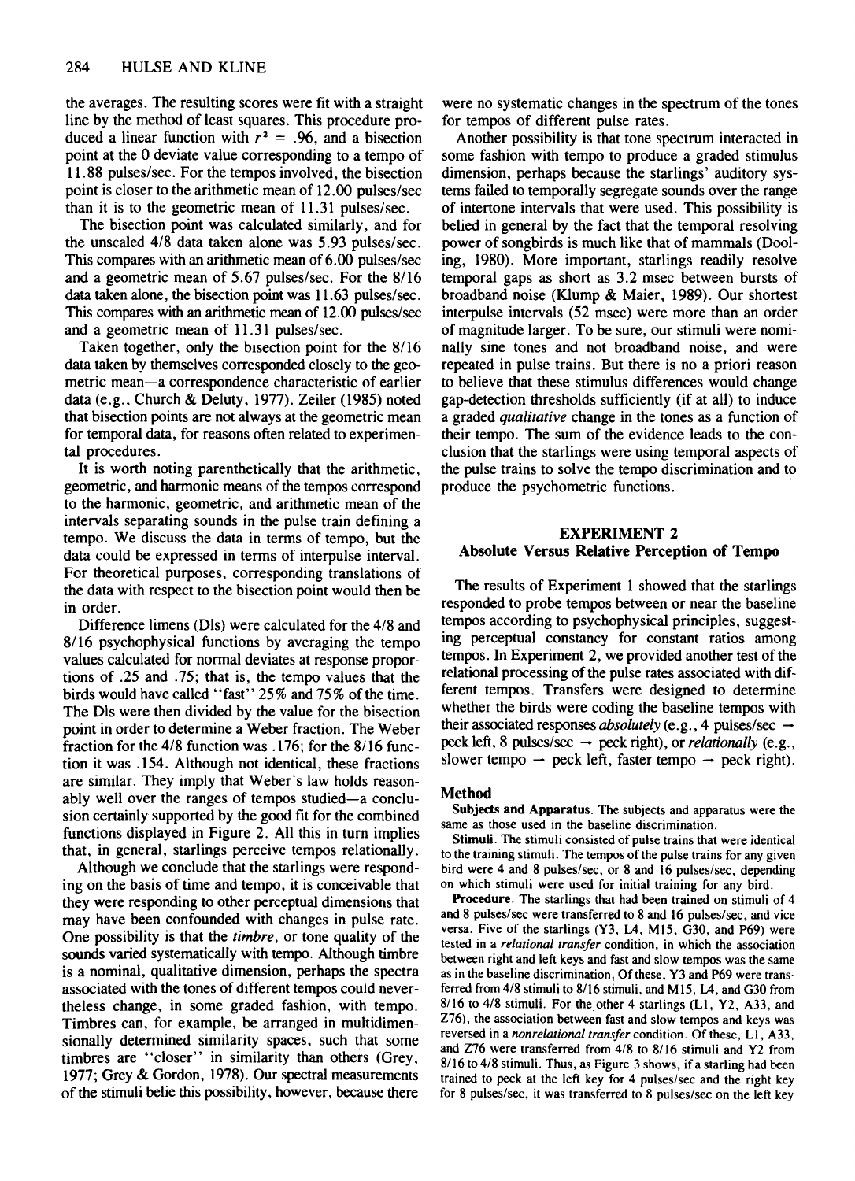the averages. The resulting scores were fit with a straight line by the method of least squares. This procedure produced a linear function with $r^2 = .96$, and a bisection point at the 0 deviate value corresponding to a tempo of 11.88 pulses/sec. For the tempos involved, the bisection point is closer to the arithmetic mean of 12.00 pulses/sec than it is to the geometric mean of 11.31 pulses/sec.

The bisection point was calculated similarly, and for the unscaled 4/8 data taken alone was 5.93 pulses/sec. This compares with an arithmetic mean of 6.00 pulses/sec and a geometric mean of 5.67 pulses/sec. For the 8/16 data taken alone, the bisection point was 11.63 pulses/sec. This compares with an arithmetic mean of 12.00 pulses/sec and a geometric mean of 11.31 pulses/sec.

Taken together, only the bisection point for the 8/16 data taken by themselves corresponded closely to the geometric mean—a correspondence characteristic of earlier data (e.g., Church & Deluty, 1977). Zeiler (1985) noted that bisection points are not always at the geometric mean for temporal data, for reasons often related to experimental procedures.

It is worth noting parenthetically that the arithmetic, geometric, and harmonic means of the tempos correspond to the harmonic, geometric, and arithmetic mean of the intervals separating sounds in the pulse train defining a tempo. We discuss the data in terms of tempo, but the data could be expressed in terms of interpulse interval. For theoretical purposes, corresponding translations of the data with respect to the bisection point would then be in order.

Difference limens (Dls) were calculated for the 4/8 and 8/16 psychophysical functions by averaging the tempo values calculated for normal deviates at response proportions of .25 and .75; that is, the tempo values that the birds would have called "fast" 25% and 75% of the time. The Dls were then divided by the value for the bisection point in order to determine a Weber fraction. The Weber fraction for the 4/8 function was .176; for the 8/16 function it was .154. Although not identical, these fractions are similar. They imply that Weber's law holds reasonably well over the ranges of tempos studied—a conclusion certainly supported by the good fit for the combined functions displayed in Figure 2. All this in turn implies that, in general, starlings perceive tempos relationally.

Although we conclude that the starlings were responding on the basis of time and tempo, it is conceivable that they were responding to other perceptual dimensions that may have been confounded with changes in pulse rate. One possibility is that the *timbre*, or tone quality of the sounds varied systematically with tempo. Although timbre is a nominal, qualitative dimension, perhaps the spectra associated with the tones of different tempos could nevertheless change, in some graded fashion, with tempo. Timbres can, for example, be arranged in multidimensionally determined similarity spaces, such that some timbres are "closer" in similarity than others (Grey, 1977; Grey & Gordon, 1978). Our spectral measurements of the stimuli belie this possibility, however, because there were no systematic changes in the spectrum of the tones for tempos of different pulse rates.

Another possibility is that tone spectrum interacted in some fashion with tempo to produce a graded stimulus dimension, perhaps because the starlings' auditory systems failed to temporally segregate sounds over the range of intertone intervals that were used. This possibility is belied in general by the fact that the temporal resolving power of songbirds is much like that of mammals (Dooling, 1980). More important, starlings readily resolve temporal gaps as short as 3.2 msec between bursts of broadband noise (Klump & Maier, 1989). Our shortest interpulse intervals (52 msec) were more than an order of magnitude larger. To be sure, our stimuli were nominally sine tones and not broadband noise, and were repeated in pulse trains. But there is no a priori reason to believe that these stimulus differences would change gap-detection thresholds sufficiently (if at all) to induce a graded *qualitative* change in the tones as a function of their tempo. The sum of the evidence leads to the conclusion that the starlings were using temporal aspects of the pulse trains to solve the tempo discrimination and to produce the psychometric functions.

## EXPERIMENT 2
### Absolute Versus Relative Perception of Tempo

The results of Experiment 1 showed that the starlings responded to probe tempos between or near the baseline tempos according to psychophysical principles, suggesting perceptual constancy for constant ratios among tempos. In Experiment 2, we provided another test of the relational processing of the pulse rates associated with different tempos. Transfers were designed to determine whether the birds were coding the baseline tempos with their associated responses *absolutely* (e.g., 4 pulses/sec → peck left, 8 pulses/sec → peck right), or *relationally* (e.g., slower tempo → peck left, faster tempo → peck right).

### Method

**Subjects and Apparatus.** The subjects and apparatus were the same as those used in the baseline discrimination.

**Stimuli.** The stimuli consisted of pulse trains that were identical to the training stimuli. The tempos of the pulse trains for any given bird were 4 and 8 pulses/sec, or 8 and 16 pulses/sec, depending on which stimuli were used for initial training for any bird.

**Procedure.** The starlings that had been trained on stimuli of 4 and 8 pulses/sec were transferred to 8 and 16 pulses/sec, and vice versa. Five of the starlings (Y3, L4, M15, G30, and P69) were tested in a *relational transfer* condition, in which the association between right and left keys and fast and slow tempos was the same as in the baseline discrimination. Of these, Y3 and P69 were transferred from 4/8 stimuli to 8/16 stimuli, and M15, L4, and G30 from 8/16 to 4/8 stimuli. For the other 4 starlings (L1, Y2, A33, and Z76), the association between fast and slow tempos and keys was reversed in a *nonrelational transfer* condition. Of these, L1, A33, and Z76 were transferred from 4/8 to 8/16 stimuli and Y2 from 8/16 to 4/8 stimuli. Thus, as Figure 3 shows, if a starling had been trained to peck at the left key for 4 pulses/sec and the right key for 8 pulses/sec, it was transferred to 8 pulses/sec on the left key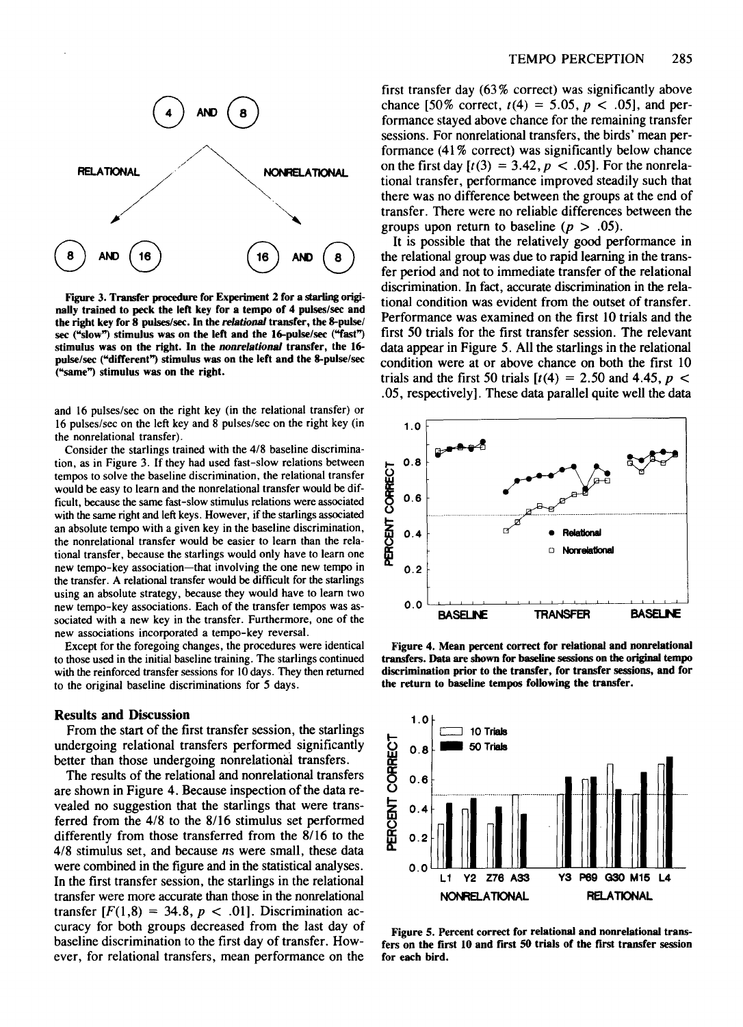Figure 3. Transfer procedure for Experiment 2 for a starling originally trained to peck the left key for a tempo of 4 pulses/sec and the right key for 8 pulses/sec. In the *relational* transfer, the 8-pulse/sec ("slow") stimulus was on the left and the 16-pulse/sec ("fast") stimulus was on the right. In the *nonrelational* transfer, the 16-pulse/sec ("different") stimulus was on the left and the 8-pulse/sec ("same") stimulus was on the right.

and 16 pulses/sec on the right key (in the relational transfer) or 16 pulses/sec on the left key and 8 pulses/sec on the right key (in the nonrelational transfer).

Consider the starlings trained with the 4/8 baseline discrimination, as in Figure 3. If they had used fast-slow relations between tempos to solve the baseline discrimination, the relational transfer would be easy to learn and the nonrelational transfer would be difficult, because the same fast-slow stimulus relations were associated with the same right and left keys. However, if the starlings associated an absolute tempo with a given key in the baseline discrimination, the nonrelational transfer would be easier to learn than the relational transfer, because the starlings would only have to learn one new tempo-key association—that involving the one new tempo in the transfer. A relational transfer would be difficult for the starlings using an absolute strategy, because they would have to learn two new tempo-key associations. Each of the transfer tempos was associated with a new key in the transfer. Furthermore, one of the new associations incorporated a tempo-key reversal.

Except for the foregoing changes, the procedures were identical to those used in the initial baseline training. The starlings continued with the reinforced transfer sessions for 10 days. They then returned to the original baseline discriminations for 5 days.

## Results and Discussion

From the start of the first transfer session, the starlings undergoing relational transfers performed significantly better than those undergoing nonrelational transfers.

The results of the relational and nonrelational transfers are shown in Figure 4. Because inspection of the data revealed no suggestion that the starlings that were transferred from the 4/8 to the 8/16 stimulus set performed differently from those transferred from the 8/16 to the 4/8 stimulus set, and because *n*s were small, these data were combined in the figure and in the statistical analyses. In the first transfer session, the starlings in the relational transfer were more accurate than those in the nonrelational transfer [$F(1,8) = 34.8$, $p < .01$]. Discrimination accuracy for both groups decreased from the last day of baseline discrimination to the first day of transfer. However, for relational transfers, mean performance on the first transfer day (63% correct) was significantly above chance [50% correct, $t(4) = 5.05$, $p < .05$], and performance stayed above chance for the remaining transfer sessions. For nonrelational transfers, the birds' mean performance (41% correct) was significantly below chance on the first day [$t(3) = 3.42$, $p < .05$]. For the nonrelational transfer, performance improved steadily such that there was no difference between the groups at the end of transfer. There were no reliable differences between the groups upon return to baseline ($p > .05$).

It is possible that the relatively good performance in the relational group was due to rapid learning in the transfer period and not to immediate transfer of the relational discrimination. In fact, accurate discrimination in the relational condition was evident from the outset of transfer. Performance was examined on the first 10 trials and the first 50 trials for the first transfer session. The relevant data appear in Figure 5. All the starlings in the relational condition were at or above chance on both the first 10 trials and the first 50 trials [$t(4) = 2.50$ and $4.45$, $p < .05$, respectively]. These data parallel quite well the data

Figure 4. Mean percent correct for relational and nonrelational transfers. Data are shown for baseline sessions on the original tempo discrimination prior to the transfer, for transfer sessions, and for the return to baseline tempos following the transfer.

Figure 5. Percent correct for relational and nonrelational transfers on the first 10 and first 50 trials of the first transfer session for each bird.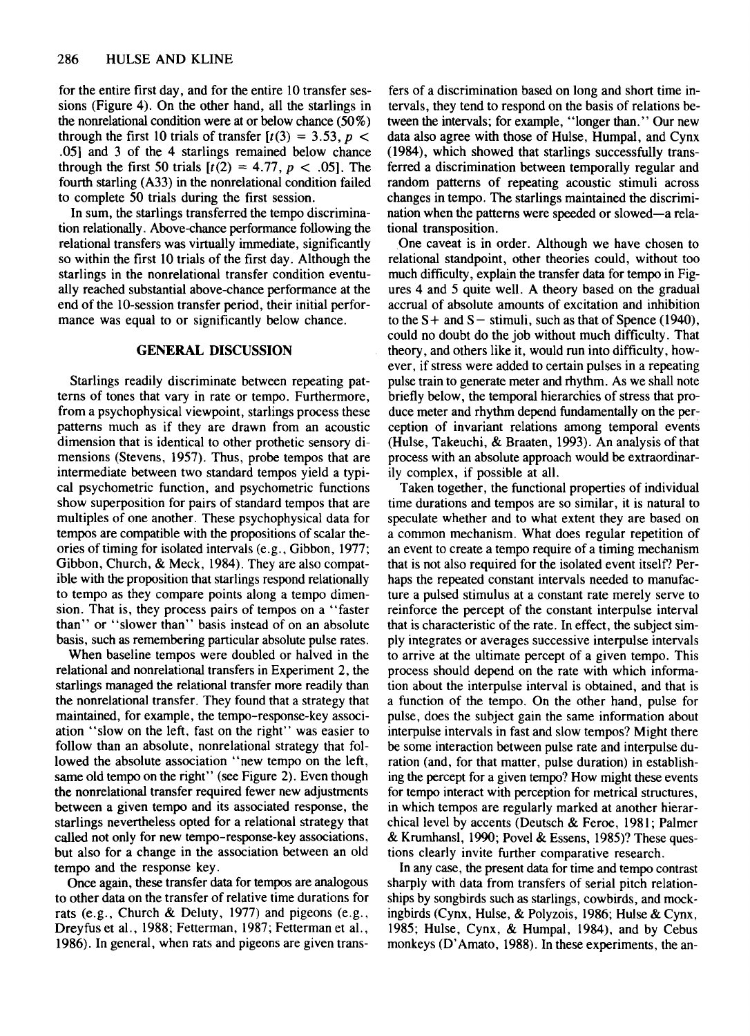for the entire first day, and for the entire 10 transfer sessions (Figure 4). On the other hand, all the starlings in the nonrelational condition were at or below chance (50%) through the first 10 trials of transfer [$t(3) = 3.53$, $p < .05$] and 3 of the 4 starlings remained below chance through the first 50 trials [$t(2) = 4.77$, $p < .05$]. The fourth starling (A33) in the nonrelational condition failed to complete 50 trials during the first session.

In sum, the starlings transferred the tempo discrimination relationally. Above-chance performance following the relational transfers was virtually immediate, significantly so within the first 10 trials of the first day. Although the starlings in the nonrelational transfer condition eventually reached substantial above-chance performance at the end of the 10-session transfer period, their initial performance was equal to or significantly below chance.

## GENERAL DISCUSSION

Starlings readily discriminate between repeating patterns of tones that vary in rate or tempo. Furthermore, from a psychophysical viewpoint, starlings process these patterns much as if they are drawn from an acoustic dimension that is identical to other prothetic sensory dimensions (Stevens, 1957). Thus, probe tempos that are intermediate between two standard tempos yield a typical psychometric function, and psychometric functions show superposition for pairs of standard tempos that are multiples of one another. These psychophysical data for tempos are compatible with the propositions of scalar theories of timing for isolated intervals (e.g., Gibbon, 1977; Gibbon, Church, & Meck, 1984). They are also compatible with the proposition that starlings respond relationally to tempo as they compare points along a tempo dimension. That is, they process pairs of tempos on a "faster than" or "slower than" basis instead of on an absolute basis, such as remembering particular absolute pulse rates.

When baseline tempos were doubled or halved in the relational and nonrelational transfers in Experiment 2, the starlings managed the relational transfer more readily than the nonrelational transfer. They found that a strategy that maintained, for example, the tempo-response-key association "slow on the left, fast on the right" was easier to follow than an absolute, nonrelational strategy that followed the absolute association "new tempo on the left, same old tempo on the right" (see Figure 2). Even though the nonrelational transfer required fewer new adjustments between a given tempo and its associated response, the starlings nevertheless opted for a relational strategy that called not only for new tempo-response-key associations, but also for a change in the association between an old tempo and the response key.

Once again, these transfer data for tempos are analogous to other data on the transfer of relative time durations for rats (e.g., Church & Deluty, 1977) and pigeons (e.g., Dreyfus et al., 1988; Fetterman, 1987; Fetterman et al., 1986). In general, when rats and pigeons are given transfers of a discrimination based on long and short time intervals, they tend to respond on the basis of relations between the intervals; for example, "longer than." Our new data also agree with those of Hulse, Humpal, and Cynx (1984), which showed that starlings successfully transferred a discrimination between temporally regular and random patterns of repeating acoustic stimuli across changes in tempo. The starlings maintained the discrimination when the patterns were speeded or slowed—a relational transposition.

One caveat is in order. Although we have chosen to relational standpoint, other theories could, without too much difficulty, explain the transfer data for tempo in Figures 4 and 5 quite well. A theory based on the gradual accrual of absolute amounts of excitation and inhibition to the S+ and S− stimuli, such as that of Spence (1940), could no doubt do the job without much difficulty. That theory, and others like it, would run into difficulty, however, if stress were added to certain pulses in a repeating pulse train to generate meter and rhythm. As we shall note briefly below, the temporal hierarchies of stress that produce meter and rhythm depend fundamentally on the perception of invariant relations among temporal events (Hulse, Takeuchi, & Braaten, 1993). An analysis of that process with an absolute approach would be extraordinarily complex, if possible at all.

Taken together, the functional properties of individual time durations and tempos are so similar, it is natural to speculate whether and to what extent they are based on a common mechanism. What does regular repetition of an event to create a tempo require of a timing mechanism that is not also required for the isolated event itself? Perhaps the repeated constant intervals needed to manufacture a pulsed stimulus at a constant rate merely serve to reinforce the percept of the constant interpulse interval that is characteristic of the rate. In effect, the subject simply integrates or averages successive interpulse intervals to arrive at the ultimate percept of a given tempo. This process should depend on the rate with which information about the interpulse interval is obtained, and that is a function of the tempo. On the other hand, pulse for pulse, does the subject gain the same information about interpulse intervals in fast and slow tempos? Might there be some interaction between pulse rate and interpulse duration (and, for that matter, pulse duration) in establishing the percept for a given tempo? How might these events for tempo interact with perception for metrical structures, in which tempos are regularly marked at another hierarchical level by accents (Deutsch & Feroe, 1981; Palmer & Krumhansl, 1990; Povel & Essens, 1985)? These questions clearly invite further comparative research.

In any case, the present data for time and tempo contrast sharply with data from transfers of serial pitch relationships by songbirds such as starlings, cowbirds, and mockingbirds (Cynx, Hulse, & Polyzois, 1986; Hulse & Cynx, 1985; Hulse, Cynx, & Humpal, 1984), and by Cebus monkeys (D'Amato, 1988). In these experiments, the an-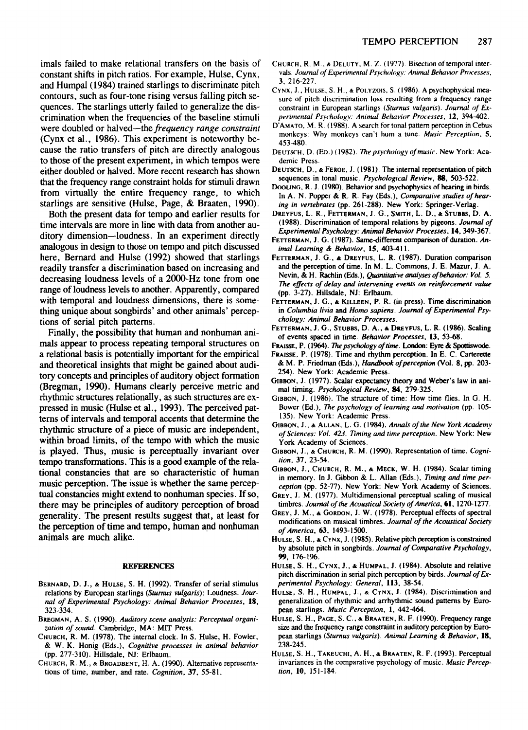imals failed to make relational transfers on the basis of constant shifts in pitch ratios. For example, Hulse, Cynx, and Humpal (1984) trained starlings to discriminate pitch contours, such as four-tone rising versus falling pitch sequences. The starlings utterly failed to generalize the discrimination when the frequencies of the baseline stimuli were doubled or halved—the *frequency range constraint* (Cynx et al., 1986). This experiment is noteworthy because the ratio transfers of pitch are directly analogous to those of the present experiment, in which tempos were either doubled or halved. More recent research has shown that the frequency range constraint holds for stimuli drawn from virtually the entire frequency range, to which starlings are sensitive (Hulse, Page, & Braaten, 1990).

Both the present data for tempo and earlier results for time intervals are more in line with data from another auditory dimension—loudness. In an experiment directly analogous in design to those on tempo and pitch discussed here, Bernard and Hulse (1992) showed that starlings readily transfer a discrimination based on increasing and decreasing loudness levels of a 2000-Hz tone from one range of loudness levels to another. Apparently, compared with temporal and loudness dimensions, there is something unique about songbirds' and other animals' perceptions of serial pitch patterns.

Finally, the possibility that human and nonhuman animals appear to process repeating temporal structures on a relational basis is potentially important for the empirical and theoretical insights that might be gained about auditory concepts and principles of auditory object formation (Bregman, 1990). Humans clearly perceive metric and rhythmic structures relationally, as such structures are expressed in music (Hulse et al., 1993). The perceived patterns of intervals and temporal accents that determine the rhythmic structure of a piece of music are independent, within broad limits, of the tempo with which the music is played. Thus, music is perceptually invariant over tempo transformations. This is a good example of the relational constancies that are so characteristic of human music perception. The issue is whether the same perceptual constancies might extend to nonhuman species. If so, there may be principles of auditory perception of broad generality. The present results suggest that, at least for the perception of time and tempo, human and nonhuman animals are much alike.

## REFERENCES

Bernard, D. J., & Hulse, S. H. (1992). Transfer of serial stimulus relations by European starlings (*Sturnus vulgaris*): Loudness. *Journal of Experimental Psychology: Animal Behavior Processes*, **18**, 323-334.

Bregman, A. S. (1990). *Auditory scene analysis: Perceptual organization of sound*. Cambridge, MA: MIT Press.

Church, R. M. (1978). The internal clock. In S. Hulse, H. Fowler, & W. K. Honig (Eds.), *Cognitive processes in animal behavior* (pp. 277-310). Hillsdale, NJ: Erlbaum.

Church, R. M., & Broadbent, H. A. (1990). Alternative representations of time, number, and rate. *Cognition*, **37**, 55-81.

Church, R. M., & Deluty, M. Z. (1977). Bisection of temporal intervals. *Journal of Experimental Psychology: Animal Behavior Processes*, **3**, 216-227.

Cynx, J., Hulse, S. H., & Polyzois, S. (1986). A psychophysical measure of pitch discrimination loss resulting from a frequency range constraint in European starlings (*Sturnus vulgaris*). *Journal of Experimental Psychology: Animal Behavior Processes*, **12**, 394-402.

D'Amato, M. R. (1988). A search for tonal pattern perception in Cebus monkeys: Why monkeys can't hum a tune. *Music Perception*, **5**, 453-480.

Deutsch, D. (Ed.) (1982). *The psychology of music*. New York: Academic Press.

Deutsch, D., & Feroe, J. (1981). The internal representation of pitch sequences in tonal music. *Psychological Review*, **88**, 503-522.

Dooling, R. J. (1980). Behavior and psychophysics of hearing in birds. In A. N. Popper & R. R. Fay (Eds.), *Comparative studies of hearing in vertebrates* (pp. 261-288). New York: Springer-Verlag.

Dreyfus, L. R., Fetterman, J. G., Smith, L. D., & Stubbs, D. A. (1988). Discrimination of temporal relations by pigeons. *Journal of Experimental Psychology: Animal Behavior Processes*, **14**, 349-367.

Fetterman, J. G. (1987). Same-different comparison of duration. *Animal Learning & Behavior*, **15**, 403-411.

Fetterman, J. G., & Dreyfus, L. R. (1987). Duration comparison and the perception of time. In M. L. Commons, J. E. Mazur, J. A. Nevin, & H. Rachlin (Eds.), *Quantitative analyses of behavior: Vol. 5. The effects of delay and intervening events on reinforcement value* (pp. 3-27). Hillsdale, NJ: Erlbaum.

Fetterman, J. G., & Killeen, P. R. (in press). Time discrimination in *Columbia livia* and *Homo sapiens*. *Journal of Experimental Psychology: Animal Behavior Processes*.

Fetterman, J. G., Stubbs, D. A., & Dreyfus, L. R. (1986). Scaling of events spaced in time. *Behavior Processes*, **13**, 53-68.

Fraisse, P. (1964). *The psychology of time*. London: Eyre & Spottiswode.

Fraisse, P. (1978). Time and rhythm perception. In E. C. Carterette & M. P. Friedman (Eds.), *Handbook of perception* (Vol. 8, pp. 203-254). New York: Academic Press.

Gibbon, J. (1977). Scalar expectancy theory and Weber's law in animal timing. *Psychological Review*, **84**, 279-325.

Gibbon, J. (1986). The structure of time: How time flies. In G. H. Bower (Ed.), *The psychology of learning and motivation* (pp. 105-135). New York: Academic Press.

Gibbon, J., & Allan, L. G. (1984). *Annals of the New York Academy of Sciences: Vol. 423. Timing and time perception*. New York: New York Academy of Sciences.

Gibbon, J., & Church, R. M. (1990). Representation of time. *Cognition*, **37**, 23-54.

Gibbon, J., Church, R. M., & Meck, W. H. (1984). Scalar timing in memory. In J. Gibbon & L. Allan (Eds.), *Timing and time perception* (pp. 52-77). New York: New York Academy of Sciences.

Grey, J. M. (1977). Multidimensional perceptual scaling of musical timbres. *Journal of the Acoustical Society of America*, **61**, 1270-1277.

Grey, J. M., & Gordon, J. W. (1978). Perceptual effects of spectral modifications on musical timbres. *Journal of the Acoustical Society of America*, **63**, 1493-1500.

Hulse, S. H., & Cynx, J. (1985). Relative pitch perception is constrained by absolute pitch in songbirds. *Journal of Comparative Psychology*, **99**, 176-196.

Hulse, S. H., Cynx, J., & Humpal, J. (1984). Absolute and relative pitch discrimination in serial pitch perception by birds. *Journal of Experimental Psychology: General*, **113**, 38-54.

Hulse, S. H., Humpal, J., & Cynx, J. (1984). Discrimination and generalization of rhythmic and arrhythmic sound patterns by European starlings. *Music Perception*, **1**, 442-464.

Hulse, S. H., Page, S. C., & Braaten, R. F. (1990). Frequency range size and the frequency range constraint in auditory perception by European starlings (*Sturnus vulgaris*). *Animal Learning & Behavior*, **18**, 238-245.

Hulse, S. H., Takeuchi, A. H., & Braaten, R. F. (1993). Perceptual invariances in the comparative psychology of music. *Music Perception*, **10**, 151-184.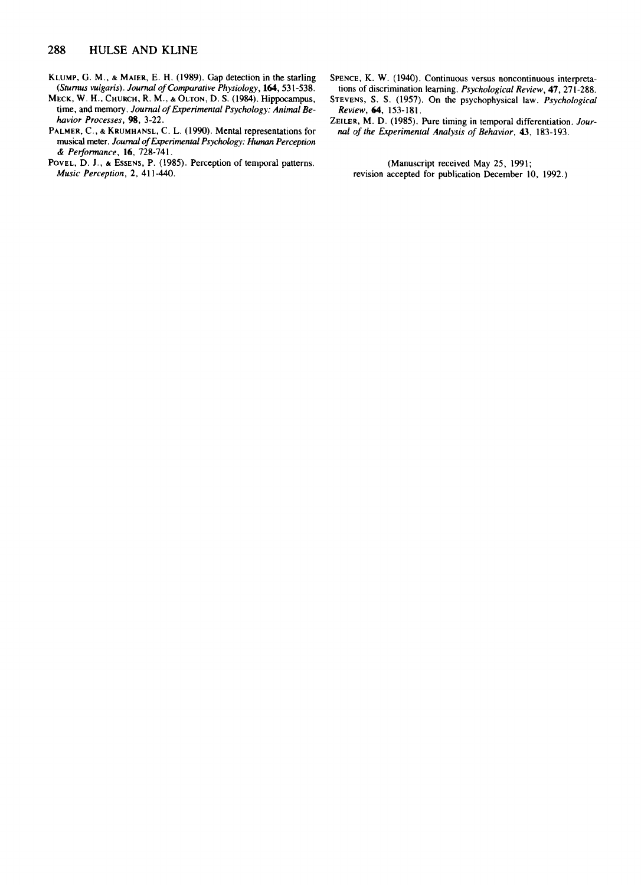Klump, G. M., & Maier, E. H. (1989). Gap detection in the starling (*Sturnus vulgaris*). *Journal of Comparative Physiology*, **164**, 531-538.

Meck, W. H., Church, R. M., & Olton, D. S. (1984). Hippocampus, time, and memory. *Journal of Experimental Psychology: Animal Behavior Processes*, **98**, 3-22.

Palmer, C., & Krumhansl, C. L. (1990). Mental representations for musical meter. *Journal of Experimental Psychology: Human Perception & Performance*, **16**, 728-741.

Povel, D. J., & Essens, P. (1985). Perception of temporal patterns. *Music Perception*, **2**, 411-440.

Spence, K. W. (1940). Continuous versus noncontinuous interpretations of discrimination learning. *Psychological Review*, **47**, 271-288.

Stevens, S. S. (1957). On the psychophysical law. *Psychological Review*, **64**, 153-181.

Zeiler, M. D. (1985). Pure timing in temporal differentiation. *Journal of the Experimental Analysis of Behavior*, **43**, 183-193.

(Manuscript received May 25, 1991;
revision accepted for publication December 10, 1992.)